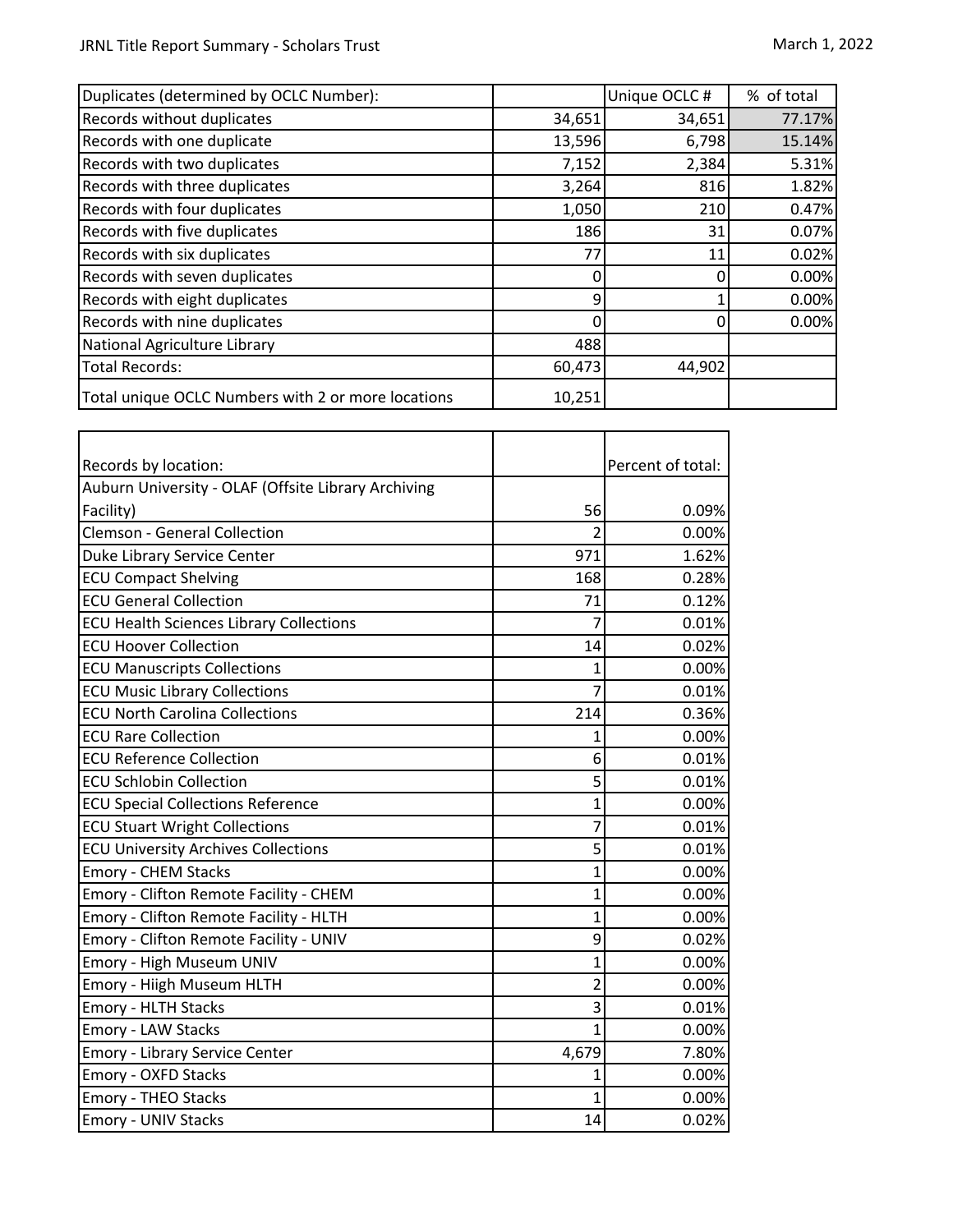JRNL Title Report Summary - Scholars Trust

March 1, 2022

| Duplicates (determined by OCLC Number): | | Unique OCLC # | % of total |
|---|---|---|---|
| Records without duplicates | 34,651 | 34,651 | 77.17% |
| Records with one duplicate | 13,596 | 6,798 | 15.14% |
| Records with two duplicates | 7,152 | 2,384 | 5.31% |
| Records with three duplicates | 3,264 | 816 | 1.82% |
| Records with four duplicates | 1,050 | 210 | 0.47% |
| Records with five duplicates | 186 | 31 | 0.07% |
| Records with six duplicates | 77 | 11 | 0.02% |
| Records with seven duplicates | 0 | 0 | 0.00% |
| Records with eight duplicates | 9 | 1 | 0.00% |
| Records with nine duplicates | 0 | 0 | 0.00% |
| National Agriculture Library | 488 | | |
| Total Records: | 60,473 | 44,902 | |
| Total unique OCLC Numbers with 2 or more locations | 10,251 | | |

| Records by location: | | Percent of total: |
|---|---|---|
| Auburn University - OLAF (Offsite Library Archiving Facility) | 56 | 0.09% |
| Clemson - General Collection | 2 | 0.00% |
| Duke Library Service Center | 971 | 1.62% |
| ECU Compact Shelving | 168 | 0.28% |
| ECU General Collection | 71 | 0.12% |
| ECU Health Sciences Library Collections | 7 | 0.01% |
| ECU Hoover Collection | 14 | 0.02% |
| ECU Manuscripts Collections | 1 | 0.00% |
| ECU Music Library Collections | 7 | 0.01% |
| ECU North Carolina Collections | 214 | 0.36% |
| ECU Rare Collection | 1 | 0.00% |
| ECU Reference Collection | 6 | 0.01% |
| ECU Schlobin Collection | 5 | 0.01% |
| ECU Special Collections Reference | 1 | 0.00% |
| ECU Stuart Wright Collections | 7 | 0.01% |
| ECU University Archives Collections | 5 | 0.01% |
| Emory - CHEM Stacks | 1 | 0.00% |
| Emory - Clifton Remote Facility - CHEM | 1 | 0.00% |
| Emory - Clifton Remote Facility - HLTH | 1 | 0.00% |
| Emory - Clifton Remote Facility - UNIV | 9 | 0.02% |
| Emory - High Museum UNIV | 1 | 0.00% |
| Emory - Hiigh Museum HLTH | 2 | 0.00% |
| Emory - HLTH Stacks | 3 | 0.01% |
| Emory - LAW Stacks | 1 | 0.00% |
| Emory - Library Service Center | 4,679 | 7.80% |
| Emory - OXFD Stacks | 1 | 0.00% |
| Emory - THEO Stacks | 1 | 0.00% |
| Emory - UNIV Stacks | 14 | 0.02% |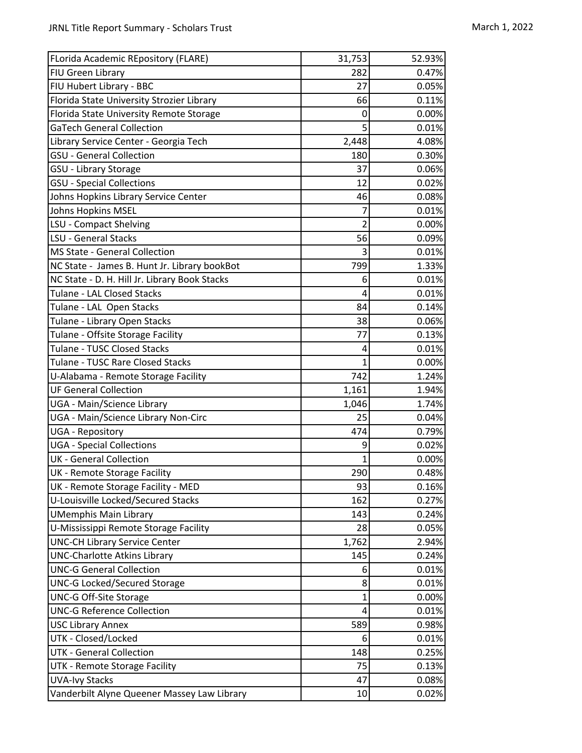| | | |
|---|---|---|
| FLorida Academic REpository (FLARE) | 31,753 | 52.93% |
| FIU Green Library | 282 | 0.47% |
| FIU Hubert Library - BBC | 27 | 0.05% |
| Florida State University Strozier Library | 66 | 0.11% |
| Florida State University Remote Storage | 0 | 0.00% |
| GaTech General Collection | 5 | 0.01% |
| Library Service Center - Georgia Tech | 2,448 | 4.08% |
| GSU - General Collection | 180 | 0.30% |
| GSU - Library Storage | 37 | 0.06% |
| GSU - Special Collections | 12 | 0.02% |
| Johns Hopkins Library Service Center | 46 | 0.08% |
| Johns Hopkins MSEL | 7 | 0.01% |
| LSU - Compact Shelving | 2 | 0.00% |
| LSU - General Stacks | 56 | 0.09% |
| MS State - General Collection | 3 | 0.01% |
| NC State - James B. Hunt Jr. Library bookBot | 799 | 1.33% |
| NC State - D. H. Hill Jr. Library Book Stacks | 6 | 0.01% |
| Tulane - LAL Closed Stacks | 4 | 0.01% |
| Tulane - LAL Open Stacks | 84 | 0.14% |
| Tulane - Library Open Stacks | 38 | 0.06% |
| Tulane - Offsite Storage Facility | 77 | 0.13% |
| Tulane - TUSC Closed Stacks | 4 | 0.01% |
| Tulane - TUSC Rare Closed Stacks | 1 | 0.00% |
| U-Alabama - Remote Storage Facility | 742 | 1.24% |
| UF General Collection | 1,161 | 1.94% |
| UGA - Main/Science Library | 1,046 | 1.74% |
| UGA - Main/Science Library Non-Circ | 25 | 0.04% |
| UGA - Repository | 474 | 0.79% |
| UGA - Special Collections | 9 | 0.02% |
| UK - General Collection | 1 | 0.00% |
| UK - Remote Storage Facility | 290 | 0.48% |
| UK - Remote Storage Facility - MED | 93 | 0.16% |
| U-Louisville Locked/Secured Stacks | 162 | 0.27% |
| UMemphis Main Library | 143 | 0.24% |
| U-Mississippi Remote Storage Facility | 28 | 0.05% |
| UNC-CH Library Service Center | 1,762 | 2.94% |
| UNC-Charlotte Atkins Library | 145 | 0.24% |
| UNC-G General Collection | 6 | 0.01% |
| UNC-G Locked/Secured Storage | 8 | 0.01% |
| UNC-G Off-Site Storage | 1 | 0.00% |
| UNC-G Reference Collection | 4 | 0.01% |
| USC Library Annex | 589 | 0.98% |
| UTK - Closed/Locked | 6 | 0.01% |
| UTK - General Collection | 148 | 0.25% |
| UTK - Remote Storage Facility | 75 | 0.13% |
| UVA-Ivy Stacks | 47 | 0.08% |
| Vanderbilt Alyne Queener Massey Law Library | 10 | 0.02% |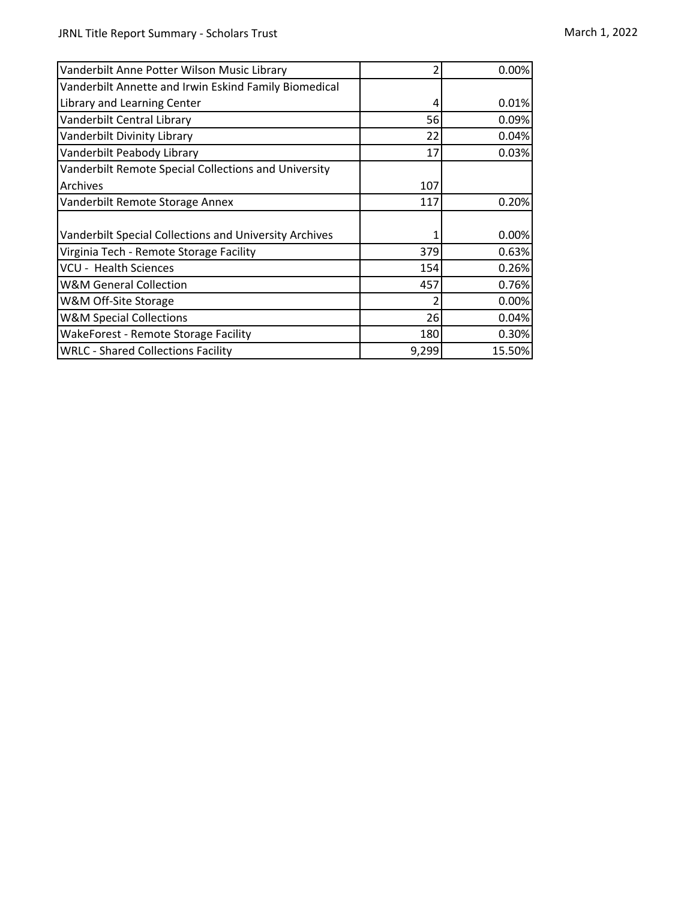| | | |
|---|---|---|
| Vanderbilt Anne Potter Wilson Music Library | 2 | 0.00% |
| Vanderbilt Annette and Irwin Eskind Family Biomedical Library and Learning Center | 4 | 0.01% |
| Vanderbilt Central Library | 56 | 0.09% |
| Vanderbilt Divinity Library | 22 | 0.04% |
| Vanderbilt Peabody Library | 17 | 0.03% |
| Vanderbilt Remote Special Collections and University Archives | 107 | |
| Vanderbilt Remote Storage Annex | 117 | 0.20% |
| Vanderbilt Special Collections and University Archives | 1 | 0.00% |
| Virginia Tech - Remote Storage Facility | 379 | 0.63% |
| VCU - Health Sciences | 154 | 0.26% |
| W&M General Collection | 457 | 0.76% |
| W&M Off-Site Storage | 2 | 0.00% |
| W&M Special Collections | 26 | 0.04% |
| WakeForest - Remote Storage Facility | 180 | 0.30% |
| WRLC - Shared Collections Facility | 9,299 | 15.50% |